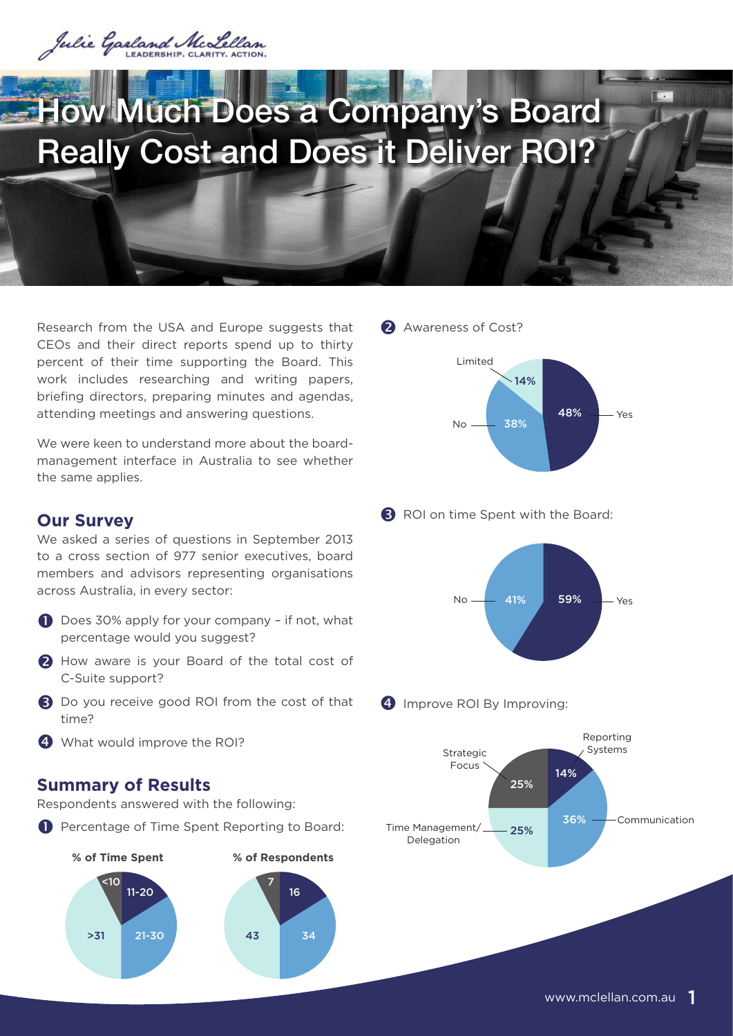# How Much Does a Company's Board Really Cost and Does it Deliver ROI?

Research from the USA and Europe suggests that CEOs and their direct reports spend up to thirty percent of their time supporting the Board. This work includes researching and writing papers, briefing directors, preparing minutes and agendas, attending meetings and answering questions.

We were keen to understand more about the board-management interface in Australia to see whether the same applies.

## Our Survey

We asked a series of questions in September 2013 to a cross section of 977 senior executives, board members and advisors representing organisations across Australia, in every sector:

1. Does 30% apply for your company – if not, what percentage would you suggest?
2. How aware is your Board of the total cost of C-Suite support?
3. Do you receive good ROI from the cost of that time?
4. What would improve the ROI?

## Summary of Results

Respondents answered with the following:

1. Percentage of Time Spent Reporting to Board:

| % of Time Spent | % of Respondents |
|---|---|
| <10 | 7 |
| 11-20 | 16 |
| 21-30 | 34 |
| >31 | 43 |

2. Awareness of Cost?

| Response | % |
|---|---|
| Yes | 48% |
| No | 38% |
| Limited | 14% |

3. ROI on time Spent with the Board:

| Response | % |
|---|---|
| Yes | 59% |
| No | 41% |

4. Improve ROI By Improving:

| Area | % |
|---|---|
| Reporting Systems | 14% |
| Communication | 36% |
| Time Management/ Delegation | 25% |
| Strategic Focus | 25% |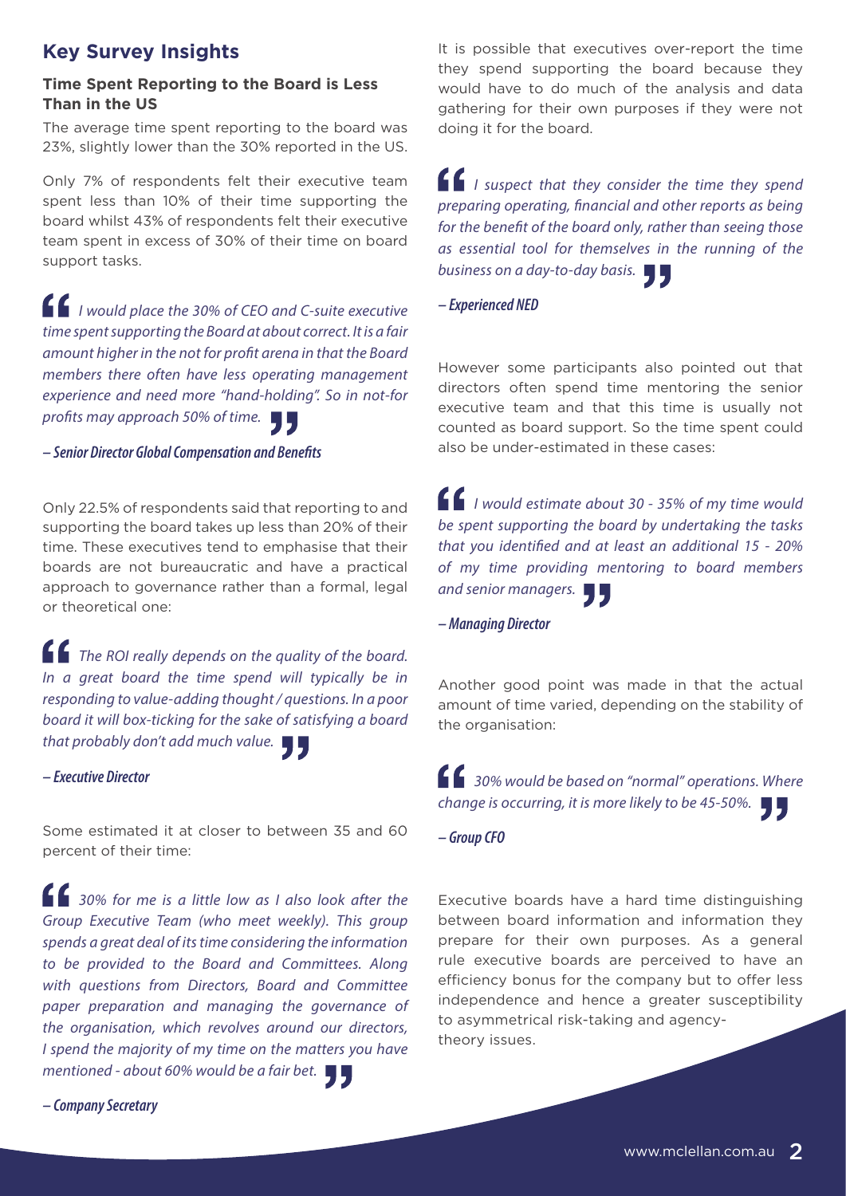## Key Survey Insights

### Time Spent Reporting to the Board is Less Than in the US

The average time spent reporting to the board was 23%, slightly lower than the 30% reported in the US.

Only 7% of respondents felt their executive team spent less than 10% of their time supporting the board whilst 43% of respondents felt their executive team spent in excess of 30% of their time on board support tasks.

> *I would place the 30% of CEO and C-suite executive time spent supporting the Board at about correct. It is a fair amount higher in the not for profit arena in that the Board members there often have less operating management experience and need more "hand-holding". So in not-for profits may approach 50% of time.*
>
> ***– Senior Director Global Compensation and Benefits***

Only 22.5% of respondents said that reporting to and supporting the board takes up less than 20% of their time. These executives tend to emphasise that their boards are not bureaucratic and have a practical approach to governance rather than a formal, legal or theoretical one:

> *The ROI really depends on the quality of the board. In a great board the time spend will typically be in responding to value-adding thought / questions. In a poor board it will box-ticking for the sake of satisfying a board that probably don't add much value.*
>
> ***– Executive Director***

Some estimated it at closer to between 35 and 60 percent of their time:

> *30% for me is a little low as I also look after the Group Executive Team (who meet weekly). This group spends a great deal of its time considering the information to be provided to the Board and Committees. Along with questions from Directors, Board and Committee paper preparation and managing the governance of the organisation, which revolves around our directors, I spend the majority of my time on the matters you have mentioned - about 60% would be a fair bet.*
>
> ***– Company Secretary***

It is possible that executives over-report the time they spend supporting the board because they would have to do much of the analysis and data gathering for their own purposes if they were not doing it for the board.

> *I suspect that they consider the time they spend preparing operating, financial and other reports as being for the benefit of the board only, rather than seeing those as essential tool for themselves in the running of the business on a day-to-day basis.*
>
> ***– Experienced NED***

However some participants also pointed out that directors often spend time mentoring the senior executive team and that this time is usually not counted as board support. So the time spent could also be under-estimated in these cases:

> *I would estimate about 30 - 35% of my time would be spent supporting the board by undertaking the tasks that you identified and at least an additional 15 - 20% of my time providing mentoring to board members and senior managers.*
>
> ***– Managing Director***

Another good point was made in that the actual amount of time varied, depending on the stability of the organisation:

> *30% would be based on "normal" operations. Where change is occurring, it is more likely to be 45-50%.*
>
> ***– Group CFO***

Executive boards have a hard time distinguishing between board information and information they prepare for their own purposes. As a general rule executive boards are perceived to have an efficiency bonus for the company but to offer less independence and hence a greater susceptibility to asymmetrical risk-taking and agency-theory issues.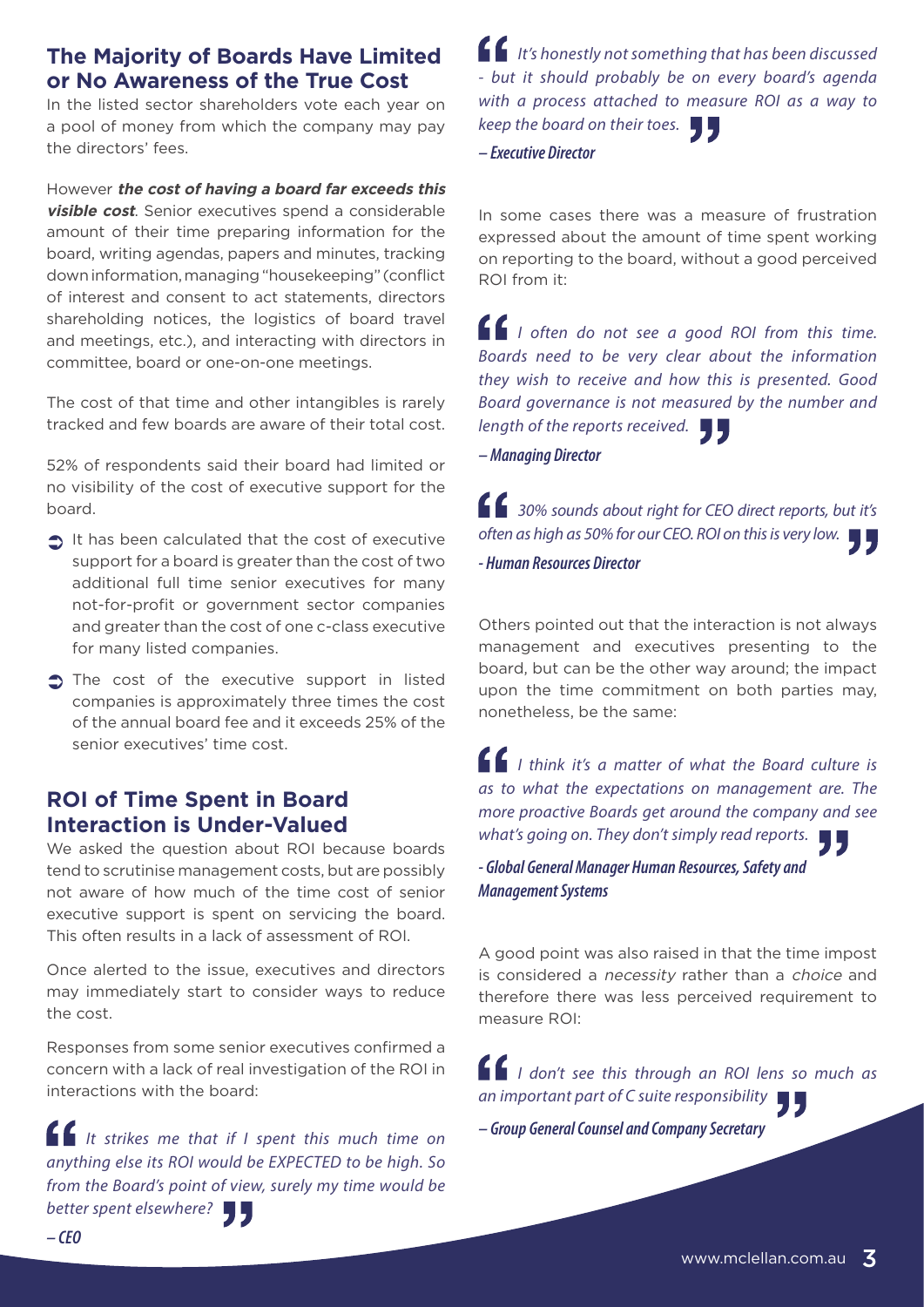## The Majority of Boards Have Limited or No Awareness of the True Cost

In the listed sector shareholders vote each year on a pool of money from which the company may pay the directors' fees.

However ***the cost of having a board far exceeds this visible cost***. Senior executives spend a considerable amount of their time preparing information for the board, writing agendas, papers and minutes, tracking down information, managing "housekeeping" (conflict of interest and consent to act statements, directors shareholding notices, the logistics of board travel and meetings, etc.), and interacting with directors in committee, board or one-on-one meetings.

The cost of that time and other intangibles is rarely tracked and few boards are aware of their total cost.

52% of respondents said their board had limited or no visibility of the cost of executive support for the board.

- It has been calculated that the cost of executive support for a board is greater than the cost of two additional full time senior executives for many not-for-profit or government sector companies and greater than the cost of one c-class executive for many listed companies.
- The cost of the executive support in listed companies is approximately three times the cost of the annual board fee and it exceeds 25% of the senior executives' time cost.

## ROI of Time Spent in Board Interaction is Under-Valued

We asked the question about ROI because boards tend to scrutinise management costs, but are possibly not aware of how much of the time cost of senior executive support is spent on servicing the board. This often results in a lack of assessment of ROI.

Once alerted to the issue, executives and directors may immediately start to consider ways to reduce the cost.

Responses from some senior executives confirmed a concern with a lack of real investigation of the ROI in interactions with the board:

> *It strikes me that if I spent this much time on anything else its ROI would be EXPECTED to be high. So from the Board's point of view, surely my time would be better spent elsewhere?*
>
> ***– CEO***

> *It's honestly not something that has been discussed - but it should probably be on every board's agenda with a process attached to measure ROI as a way to keep the board on their toes.*
>
> ***– Executive Director***

In some cases there was a measure of frustration expressed about the amount of time spent working on reporting to the board, without a good perceived ROI from it:

> *I often do not see a good ROI from this time. Boards need to be very clear about the information they wish to receive and how this is presented. Good Board governance is not measured by the number and length of the reports received.*
>
> ***– Managing Director***

> *30% sounds about right for CEO direct reports, but it's often as high as 50% for our CEO. ROI on this is very low.*
>
> ***- Human Resources Director***

Others pointed out that the interaction is not always management and executives presenting to the board, but can be the other way around; the impact upon the time commitment on both parties may, nonetheless, be the same:

> *I think it's a matter of what the Board culture is as to what the expectations on management are. The more proactive Boards get around the company and see what's going on. They don't simply read reports.*
>
> ***- Global General Manager Human Resources, Safety and Management Systems***

A good point was also raised in that the time impost is considered a *necessity* rather than a *choice* and therefore there was less perceived requirement to measure ROI:

> *I don't see this through an ROI lens so much as an important part of C suite responsibility*
>
> ***– Group General Counsel and Company Secretary***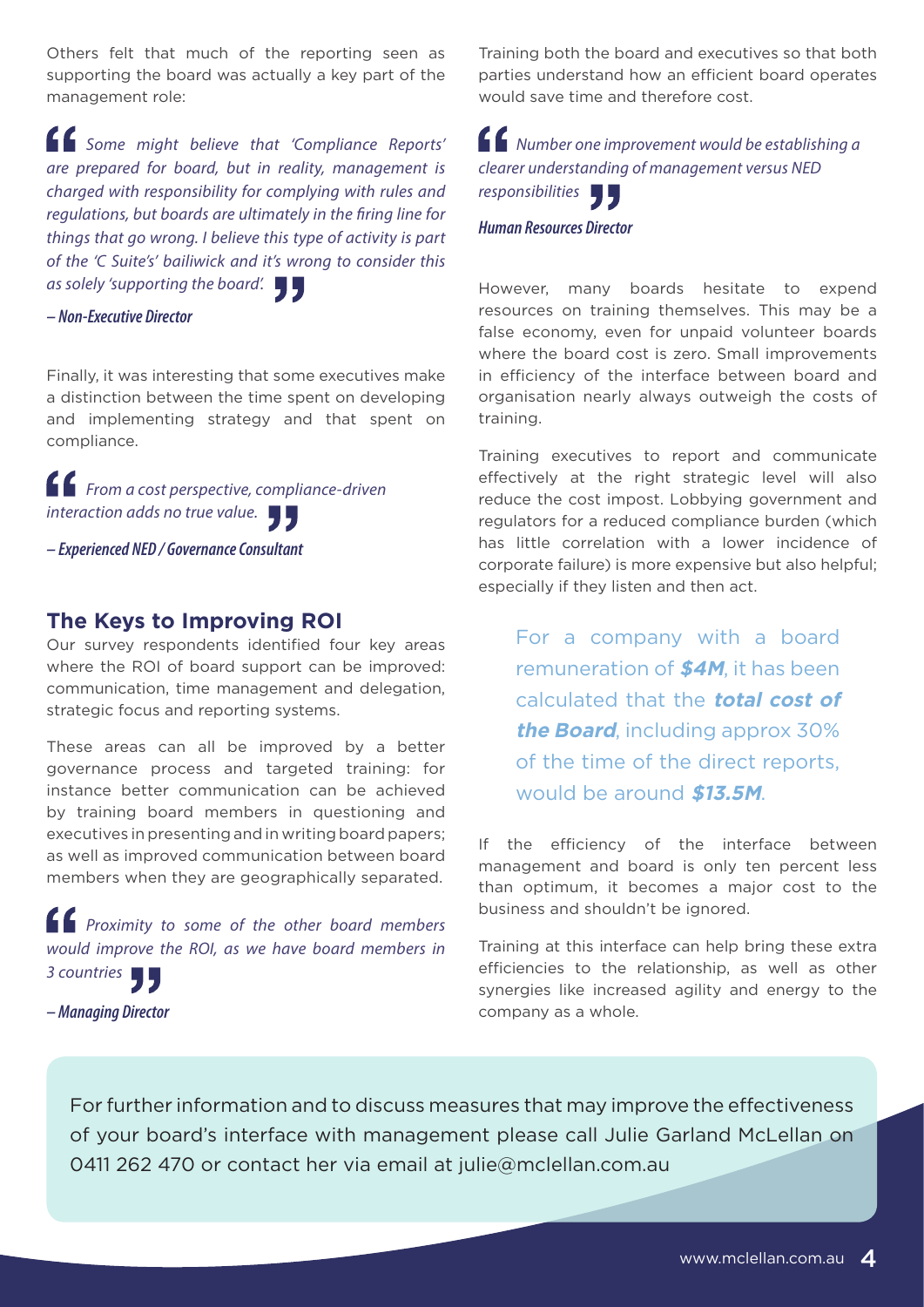Others felt that much of the reporting seen as supporting the board was actually a key part of the management role:

> *Some might believe that 'Compliance Reports' are prepared for board, but in reality, management is charged with responsibility for complying with rules and regulations, but boards are ultimately in the firing line for things that go wrong. I believe this type of activity is part of the 'C Suite's' bailiwick and it's wrong to consider this as solely 'supporting the board'.*
>
> ***– Non-Executive Director***

Finally, it was interesting that some executives make a distinction between the time spent on developing and implementing strategy and that spent on compliance.

> *From a cost perspective, compliance-driven interaction adds no true value.*
>
> ***– Experienced NED / Governance Consultant***

## The Keys to Improving ROI

Our survey respondents identified four key areas where the ROI of board support can be improved: communication, time management and delegation, strategic focus and reporting systems.

These areas can all be improved by a better governance process and targeted training: for instance better communication can be achieved by training board members in questioning and executives in presenting and in writing board papers; as well as improved communication between board members when they are geographically separated.

> *Proximity to some of the other board members would improve the ROI, as we have board members in 3 countries*
>
> ***– Managing Director***

Training both the board and executives so that both parties understand how an efficient board operates would save time and therefore cost.

> *Number one improvement would be establishing a clearer understanding of management versus NED responsibilities*
>
> ***Human Resources Director***

However, many boards hesitate to expend resources on training themselves. This may be a false economy, even for unpaid volunteer boards where the board cost is zero. Small improvements in efficiency of the interface between board and organisation nearly always outweigh the costs of training.

Training executives to report and communicate effectively at the right strategic level will also reduce the cost impost. Lobbying government and regulators for a reduced compliance burden (which has little correlation with a lower incidence of corporate failure) is more expensive but also helpful; especially if they listen and then act.

> For a company with a board remuneration of ***$4M***, it has been calculated that the ***total cost of the Board***, including approx 30% of the time of the direct reports, would be around ***$13.5M***.

If the efficiency of the interface between management and board is only ten percent less than optimum, it becomes a major cost to the business and shouldn't be ignored.

Training at this interface can help bring these extra efficiencies to the relationship, as well as other synergies like increased agility and energy to the company as a whole.

For further information and to discuss measures that may improve the effectiveness of your board's interface with management please call Julie Garland McLellan on 0411 262 470 or contact her via email at julie@mclellan.com.au

www.mclellan.com.au